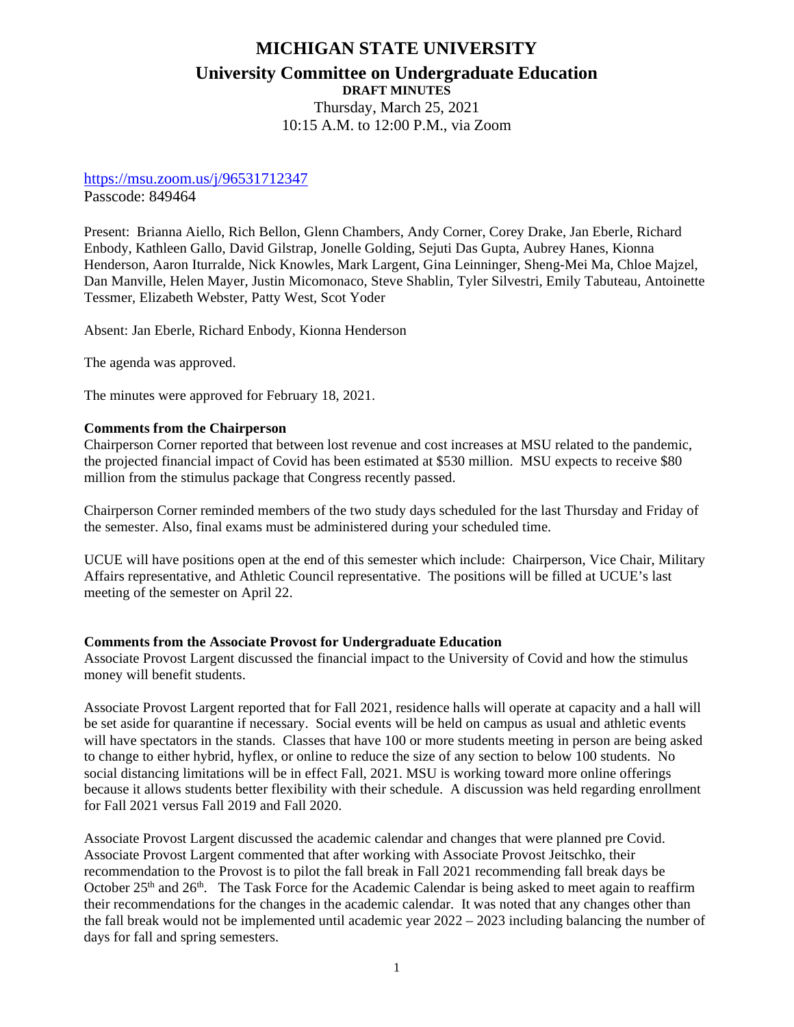# MICHIGAN STATE UNIVERSITY

## University Committee on Undergraduate Education

**DRAFT MINUTES**

Thursday, March 25, 2021

10:15 A.M. to 12:00 P.M., via Zoom

https://msu.zoom.us/j/96531712347

Passcode: 849464

Present: Brianna Aiello, Rich Bellon, Glenn Chambers, Andy Corner, Corey Drake, Jan Eberle, Richard Enbody, Kathleen Gallo, David Gilstrap, Jonelle Golding, Sejuti Das Gupta, Aubrey Hanes, Kionna Henderson, Aaron Iturralde, Nick Knowles, Mark Largent, Gina Leinninger, Sheng-Mei Ma, Chloe Majzel, Dan Manville, Helen Mayer, Justin Micomonaco, Steve Shablin, Tyler Silvestri, Emily Tabuteau, Antoinette Tessmer, Elizabeth Webster, Patty West, Scot Yoder

Absent: Jan Eberle, Richard Enbody, Kionna Henderson

The agenda was approved.

The minutes were approved for February 18, 2021.

**Comments from the Chairperson**

Chairperson Corner reported that between lost revenue and cost increases at MSU related to the pandemic, the projected financial impact of Covid has been estimated at $530 million. MSU expects to receive $80 million from the stimulus package that Congress recently passed.

Chairperson Corner reminded members of the two study days scheduled for the last Thursday and Friday of the semester. Also, final exams must be administered during your scheduled time.

UCUE will have positions open at the end of this semester which include: Chairperson, Vice Chair, Military Affairs representative, and Athletic Council representative. The positions will be filled at UCUE's last meeting of the semester on April 22.

**Comments from the Associate Provost for Undergraduate Education**

Associate Provost Largent discussed the financial impact to the University of Covid and how the stimulus money will benefit students.

Associate Provost Largent reported that for Fall 2021, residence halls will operate at capacity and a hall will be set aside for quarantine if necessary. Social events will be held on campus as usual and athletic events will have spectators in the stands. Classes that have 100 or more students meeting in person are being asked to change to either hybrid, hyflex, or online to reduce the size of any section to below 100 students. No social distancing limitations will be in effect Fall, 2021. MSU is working toward more online offerings because it allows students better flexibility with their schedule. A discussion was held regarding enrollment for Fall 2021 versus Fall 2019 and Fall 2020.

Associate Provost Largent discussed the academic calendar and changes that were planned pre Covid. Associate Provost Largent commented that after working with Associate Provost Jeitschko, their recommendation to the Provost is to pilot the fall break in Fall 2021 recommending fall break days be October 25th and 26th. The Task Force for the Academic Calendar is being asked to meet again to reaffirm their recommendations for the changes in the academic calendar. It was noted that any changes other than the fall break would not be implemented until academic year 2022 – 2023 including balancing the number of days for fall and spring semesters.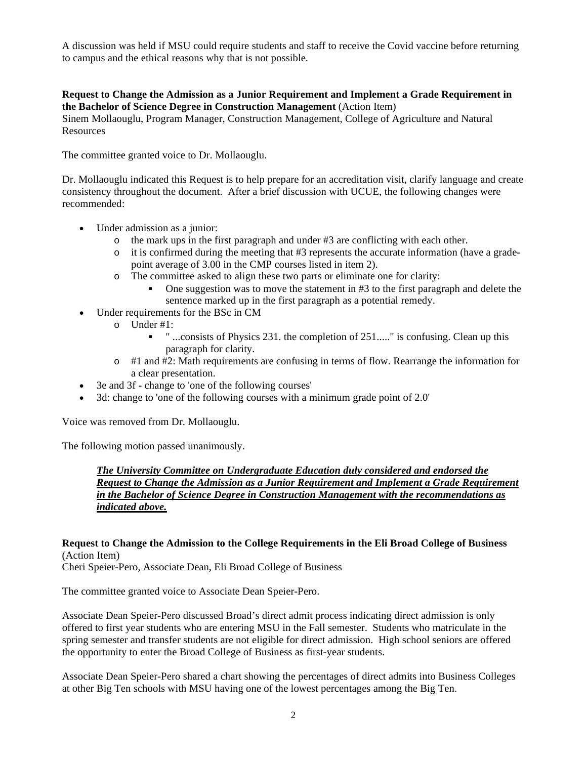A discussion was held if MSU could require students and staff to receive the Covid vaccine before returning to campus and the ethical reasons why that is not possible.

**Request to Change the Admission as a Junior Requirement and Implement a Grade Requirement in the Bachelor of Science Degree in Construction Management** (Action Item)
Sinem Mollaouglu, Program Manager, Construction Management, College of Agriculture and Natural Resources

The committee granted voice to Dr. Mollaouglu.

Dr. Mollaouglu indicated this Request is to help prepare for an accreditation visit, clarify language and create consistency throughout the document. After a brief discussion with UCUE, the following changes were recommended:

- Under admission as a junior:
  - the mark ups in the first paragraph and under #3 are conflicting with each other.
  - it is confirmed during the meeting that #3 represents the accurate information (have a grade-point average of 3.00 in the CMP courses listed in item 2).
  - The committee asked to align these two parts or eliminate one for clarity:
    - One suggestion was to move the statement in #3 to the first paragraph and delete the sentence marked up in the first paragraph as a potential remedy.
- Under requirements for the BSc in CM
  - Under #1:
    - " ...consists of Physics 231. the completion of 251....." is confusing. Clean up this paragraph for clarity.
  - #1 and #2: Math requirements are confusing in terms of flow. Rearrange the information for a clear presentation.
- 3e and 3f - change to 'one of the following courses'
- 3d: change to 'one of the following courses with a minimum grade point of 2.0'

Voice was removed from Dr. Mollaouglu.

The following motion passed unanimously.

> ***The University Committee on Undergraduate Education duly considered and endorsed the Request to Change the Admission as a Junior Requirement and Implement a Grade Requirement in the Bachelor of Science Degree in Construction Management with the recommendations as indicated above.***

**Request to Change the Admission to the College Requirements in the Eli Broad College of Business** (Action Item)
Cheri Speier-Pero, Associate Dean, Eli Broad College of Business

The committee granted voice to Associate Dean Speier-Pero.

Associate Dean Speier-Pero discussed Broad's direct admit process indicating direct admission is only offered to first year students who are entering MSU in the Fall semester. Students who matriculate in the spring semester and transfer students are not eligible for direct admission. High school seniors are offered the opportunity to enter the Broad College of Business as first-year students.

Associate Dean Speier-Pero shared a chart showing the percentages of direct admits into Business Colleges at other Big Ten schools with MSU having one of the lowest percentages among the Big Ten.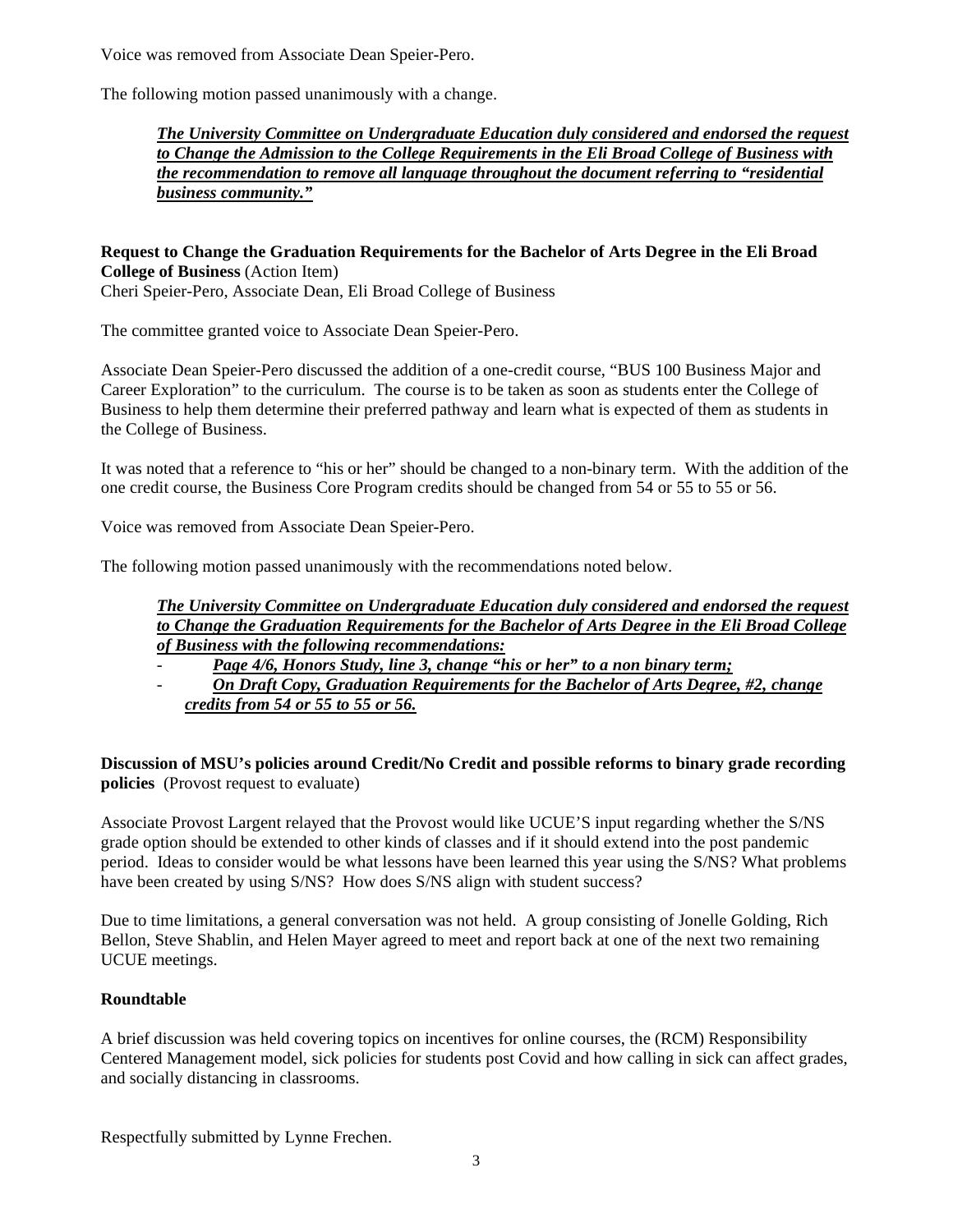Voice was removed from Associate Dean Speier-Pero.

The following motion passed unanimously with a change.

> ***The University Committee on Undergraduate Education duly considered and endorsed the request to Change the Admission to the College Requirements in the Eli Broad College of Business with the recommendation to remove all language throughout the document referring to "residential business community."***

**Request to Change the Graduation Requirements for the Bachelor of Arts Degree in the Eli Broad College of Business** (Action Item)
Cheri Speier-Pero, Associate Dean, Eli Broad College of Business

The committee granted voice to Associate Dean Speier-Pero.

Associate Dean Speier-Pero discussed the addition of a one-credit course, "BUS 100 Business Major and Career Exploration" to the curriculum. The course is to be taken as soon as students enter the College of Business to help them determine their preferred pathway and learn what is expected of them as students in the College of Business.

It was noted that a reference to "his or her" should be changed to a non-binary term. With the addition of the one credit course, the Business Core Program credits should be changed from 54 or 55 to 55 or 56.

Voice was removed from Associate Dean Speier-Pero.

The following motion passed unanimously with the recommendations noted below.

> ***The University Committee on Undergraduate Education duly considered and endorsed the request to Change the Graduation Requirements for the Bachelor of Arts Degree in the Eli Broad College of Business with the following recommendations:***
>
> - ***Page 4/6, Honors Study, line 3, change "his or her" to a non binary term;***
> - ***On Draft Copy, Graduation Requirements for the Bachelor of Arts Degree, #2, change credits from 54 or 55 to 55 or 56.***

**Discussion of MSU's policies around Credit/No Credit and possible reforms to binary grade recording policies** (Provost request to evaluate)

Associate Provost Largent relayed that the Provost would like UCUE'S input regarding whether the S/NS grade option should be extended to other kinds of classes and if it should extend into the post pandemic period. Ideas to consider would be what lessons have been learned this year using the S/NS? What problems have been created by using S/NS? How does S/NS align with student success?

Due to time limitations, a general conversation was not held. A group consisting of Jonelle Golding, Rich Bellon, Steve Shablin, and Helen Mayer agreed to meet and report back at one of the next two remaining UCUE meetings.

**Roundtable**

A brief discussion was held covering topics on incentives for online courses, the (RCM) Responsibility Centered Management model, sick policies for students post Covid and how calling in sick can affect grades, and socially distancing in classrooms.

Respectfully submitted by Lynne Frechen.